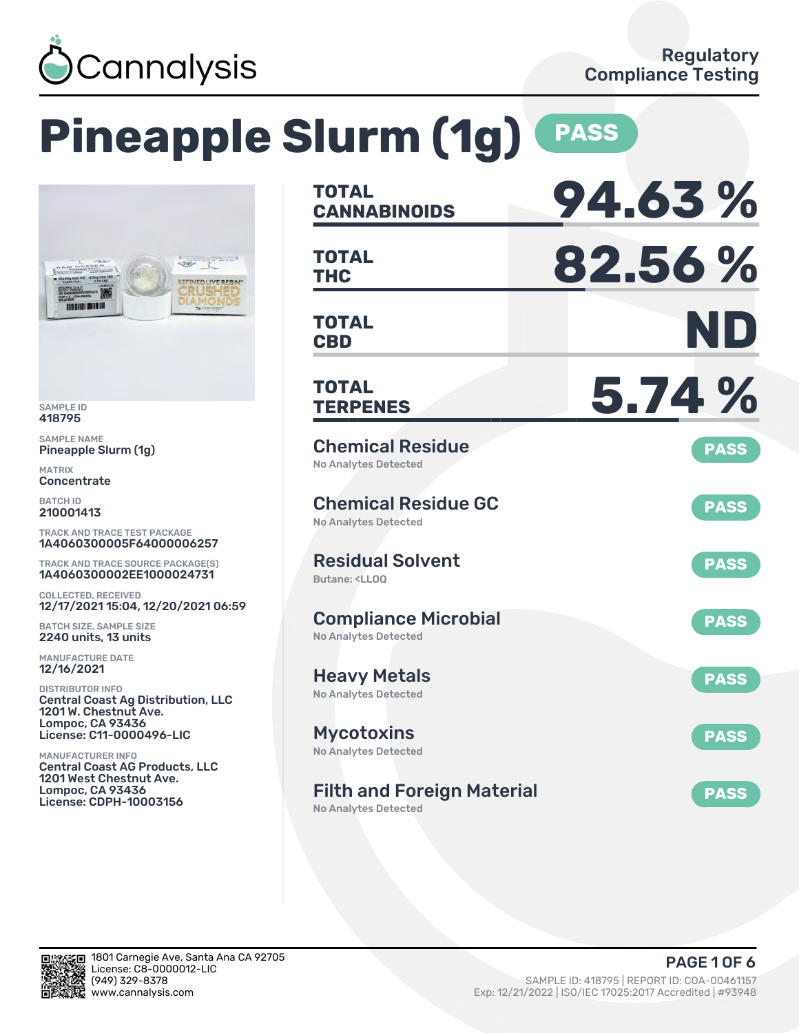Cannalysis

Regulatory Compliance Testing

# Pineapple Slurm (1g) PASS

SAMPLE ID
418795

SAMPLE NAME
Pineapple Slurm (1g)

MATRIX
Concentrate

BATCH ID
210001413

TRACK AND TRACE TEST PACKAGE
1A4060300005F64000006257

TRACK AND TRACE SOURCE PACKAGE(S)
1A4060300002EE1000024731

COLLECTED, RECEIVED
12/17/2021 15:04, 12/20/2021 06:59

BATCH SIZE, SAMPLE SIZE
2240 units, 13 units

MANUFACTURE DATE
12/16/2021

DISTRIBUTOR INFO
Central Coast Ag Distribution, LLC
1201 W. Chestnut Ave.
Lompoc, CA 93436
License: C11-0000496-LIC

MANUFACTURER INFO
Central Coast AG Products, LLC
1201 West Chestnut Ave.
Lompoc, CA 93436
License: CDPH-10003156

| | |
|---|---|
| **TOTAL CANNABINOIDS** | **94.63 %** |
| **TOTAL THC** | **82.56 %** |
| **TOTAL CBD** | **ND** |
| **TOTAL TERPENES** | **5.74 %** |

| Test | Result |
|---|---|
| **Chemical Residue** — No Analytes Detected | PASS |
| **Chemical Residue GC** — No Analytes Detected | PASS |
| **Residual Solvent** — Butane: <LLOQ | PASS |
| **Compliance Microbial** — No Analytes Detected | PASS |
| **Heavy Metals** — No Analytes Detected | PASS |
| **Mycotoxins** — No Analytes Detected | PASS |
| **Filth and Foreign Material** — No Analytes Detected | PASS |

1801 Carnegie Ave, Santa Ana CA 92705
License: C8-0000012-LIC
(949) 329-8378
www.cannalysis.com

SAMPLE ID: 418795 | REPORT ID: COA-00461157
Exp: 12/21/2022 | ISO/IEC 17025:2017 Accredited | #93948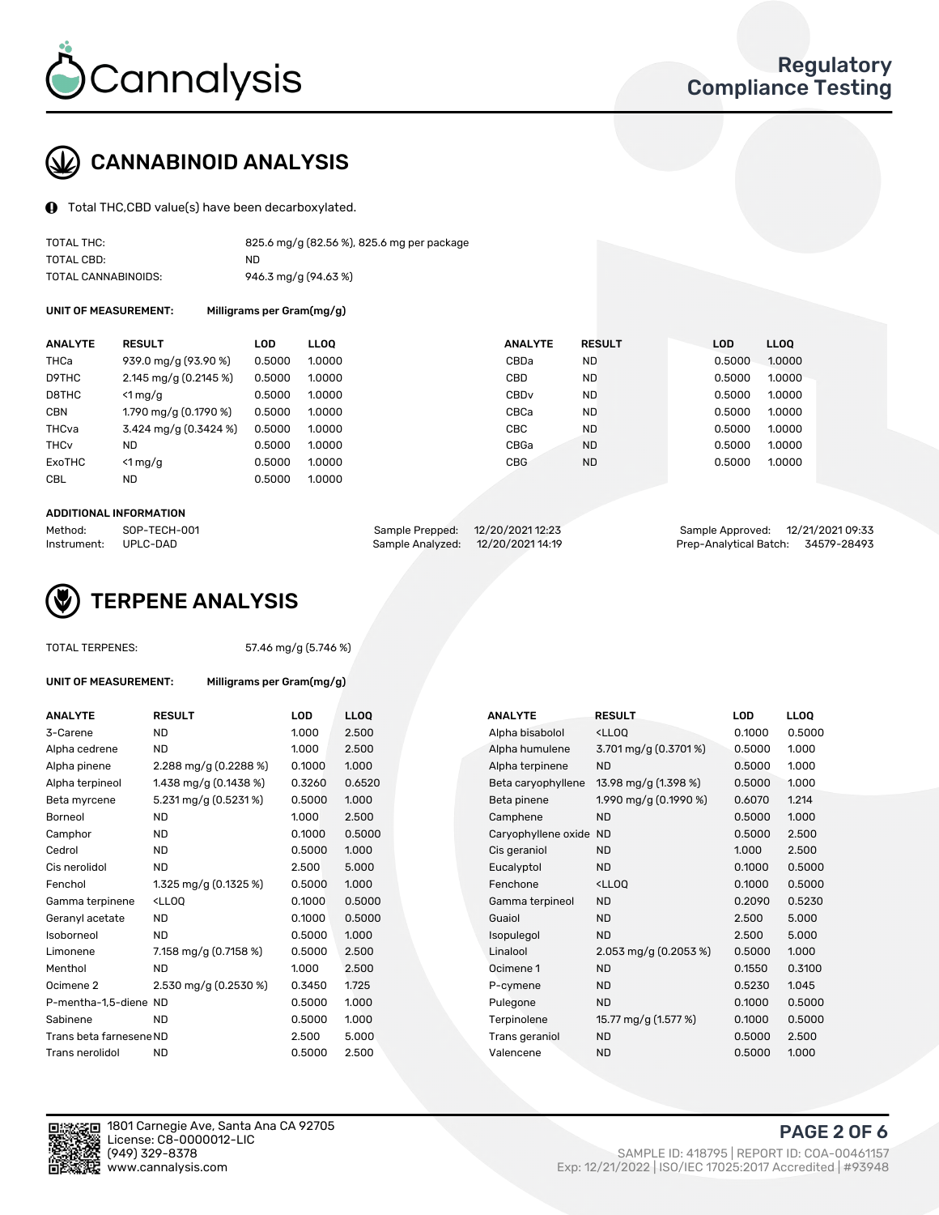# CANNABINOID ANALYSIS

Total THC,CBD value(s) have been decarboxylated.

| | |
|---|---|
| TOTAL THC: | 825.6 mg/g (82.56 %), 825.6 mg per package |
| TOTAL CBD: | ND |
| TOTAL CANNABINOIDS: | 946.3 mg/g (94.63 %) |

**UNIT OF MEASUREMENT:** Milligrams per Gram(mg/g)

| ANALYTE | RESULT | LOD | LLOQ | ANALYTE | RESULT | LOD | LLOQ |
|---|---|---|---|---|---|---|---|
| THCa | 939.0 mg/g (93.90 %) | 0.5000 | 1.0000 | CBDa | ND | 0.5000 | 1.0000 |
| D9THC | 2.145 mg/g (0.2145 %) | 0.5000 | 1.0000 | CBD | ND | 0.5000 | 1.0000 |
| D8THC | <1 mg/g | 0.5000 | 1.0000 | CBDv | ND | 0.5000 | 1.0000 |
| CBN | 1.790 mg/g (0.1790 %) | 0.5000 | 1.0000 | CBCa | ND | 0.5000 | 1.0000 |
| THCva | 3.424 mg/g (0.3424 %) | 0.5000 | 1.0000 | CBC | ND | 0.5000 | 1.0000 |
| THCv | ND | 0.5000 | 1.0000 | CBGa | ND | 0.5000 | 1.0000 |
| ExoTHC | <1 mg/g | 0.5000 | 1.0000 | CBG | ND | 0.5000 | 1.0000 |
| CBL | ND | 0.5000 | 1.0000 | | | | |

**ADDITIONAL INFORMATION**

| | | | | | |
|---|---|---|---|---|---|
| Method: | SOP-TECH-001 | Sample Prepped: | 12/20/2021 12:23 | Sample Approved: | 12/21/2021 09:33 |
| Instrument: | UPLC-DAD | Sample Analyzed: | 12/20/2021 14:19 | Prep-Analytical Batch: | 34579-28493 |

# TERPENE ANALYSIS

TOTAL TERPENES: 57.46 mg/g (5.746 %)

**UNIT OF MEASUREMENT:** Milligrams per Gram(mg/g)

| ANALYTE | RESULT | LOD | LLOQ | ANALYTE | RESULT | LOD | LLOQ |
|---|---|---|---|---|---|---|---|
| 3-Carene | ND | 1.000 | 2.500 | Alpha bisabolol | <LLOQ | 0.1000 | 0.5000 |
| Alpha cedrene | ND | 1.000 | 2.500 | Alpha humulene | 3.701 mg/g (0.3701 %) | 0.5000 | 1.000 |
| Alpha pinene | 2.288 mg/g (0.2288 %) | 0.1000 | 1.000 | Alpha terpinene | ND | 0.5000 | 1.000 |
| Alpha terpineol | 1.438 mg/g (0.1438 %) | 0.3260 | 0.6520 | Beta caryophyllene | 13.98 mg/g (1.398 %) | 0.5000 | 1.000 |
| Beta myrcene | 5.231 mg/g (0.5231 %) | 0.5000 | 1.000 | Beta pinene | 1.990 mg/g (0.1990 %) | 0.6070 | 1.214 |
| Borneol | ND | 1.000 | 2.500 | Camphene | ND | 0.5000 | 1.000 |
| Camphor | ND | 0.1000 | 0.5000 | Caryophyllene oxide | ND | 0.5000 | 2.500 |
| Cedrol | ND | 0.5000 | 1.000 | Cis geraniol | ND | 1.000 | 2.500 |
| Cis nerolidol | ND | 2.500 | 5.000 | Eucalyptol | ND | 0.1000 | 0.5000 |
| Fenchol | 1.325 mg/g (0.1325 %) | 0.5000 | 1.000 | Fenchone | <LLOQ | 0.1000 | 0.5000 |
| Gamma terpinene | <LLOQ | 0.1000 | 0.5000 | Gamma terpineol | ND | 0.2090 | 0.5230 |
| Geranyl acetate | ND | 0.1000 | 0.5000 | Guaiol | ND | 2.500 | 5.000 |
| Isoborneol | ND | 0.5000 | 1.000 | Isopulegol | ND | 2.500 | 5.000 |
| Limonene | 7.158 mg/g (0.7158 %) | 0.5000 | 2.500 | Linalool | 2.053 mg/g (0.2053 %) | 0.5000 | 1.000 |
| Menthol | ND | 1.000 | 2.500 | Ocimene 1 | ND | 0.1550 | 0.3100 |
| Ocimene 2 | 2.530 mg/g (0.2530 %) | 0.3450 | 1.725 | P-cymene | ND | 0.5230 | 1.045 |
| P-mentha-1,5-diene | ND | 0.5000 | 1.000 | Pulegone | ND | 0.1000 | 0.5000 |
| Sabinene | ND | 0.5000 | 1.000 | Terpinolene | 15.77 mg/g (1.577 %) | 0.1000 | 0.5000 |
| Trans beta farnesene | ND | 2.500 | 5.000 | Trans geraniol | ND | 0.5000 | 2.500 |
| Trans nerolidol | ND | 0.5000 | 2.500 | Valencene | ND | 0.5000 | 1.000 |

1801 Carnegie Ave, Santa Ana CA 92705
License: C8-0000012-LIC
(949) 329-8378
www.cannalysis.com

SAMPLE ID: 418795 | REPORT ID: COA-00461157
Exp: 12/21/2022 | ISO/IEC 17025:2017 Accredited | #93948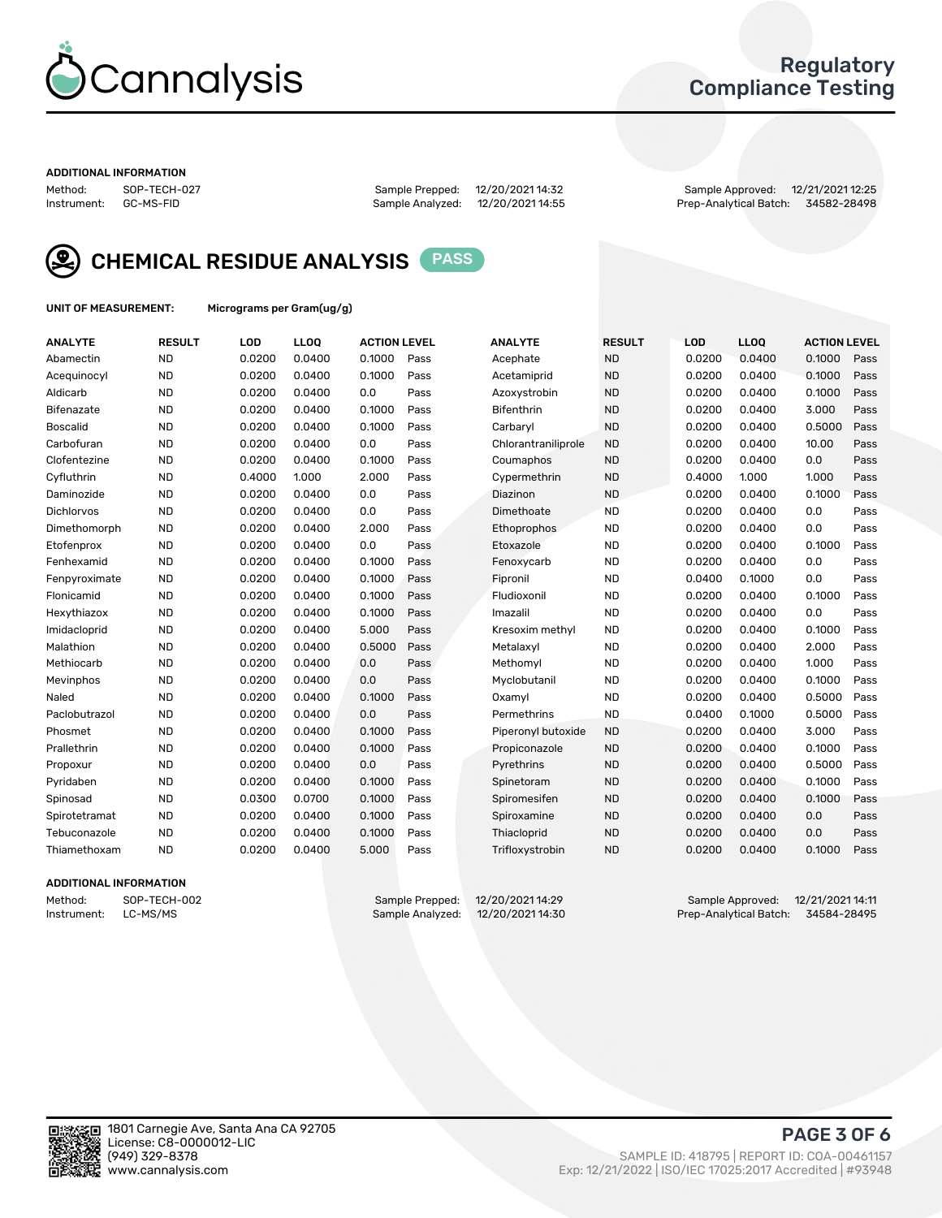# Cannalysis

## Regulatory Compliance Testing

**ADDITIONAL INFORMATION**

Method: SOP-TECH-027
Instrument: GC-MS-FID
Sample Prepped: 12/20/2021 14:32
Sample Analyzed: 12/20/2021 14:55
Sample Approved: 12/21/2021 12:25
Prep-Analytical Batch: 34582-28498

## CHEMICAL RESIDUE ANALYSIS PASS

**UNIT OF MEASUREMENT:** Micrograms per Gram(ug/g)

| ANALYTE | RESULT | LOD | LLOQ | ACTION LEVEL | | ANALYTE | RESULT | LOD | LLOQ | ACTION LEVEL | |
|---|---|---|---|---|---|---|---|---|---|---|---|
| Abamectin | ND | 0.0200 | 0.0400 | 0.1000 | Pass | Acephate | ND | 0.0200 | 0.0400 | 0.1000 | Pass |
| Acequinocyl | ND | 0.0200 | 0.0400 | 0.1000 | Pass | Acetamiprid | ND | 0.0200 | 0.0400 | 0.1000 | Pass |
| Aldicarb | ND | 0.0200 | 0.0400 | 0.0 | Pass | Azoxystrobin | ND | 0.0200 | 0.0400 | 0.1000 | Pass |
| Bifenazate | ND | 0.0200 | 0.0400 | 0.1000 | Pass | Bifenthrin | ND | 0.0200 | 0.0400 | 3.000 | Pass |
| Boscalid | ND | 0.0200 | 0.0400 | 0.1000 | Pass | Carbaryl | ND | 0.0200 | 0.0400 | 0.5000 | Pass |
| Carbofuran | ND | 0.0200 | 0.0400 | 0.0 | Pass | Chlorantraniliprole | ND | 0.0200 | 0.0400 | 10.00 | Pass |
| Clofentezine | ND | 0.0200 | 0.0400 | 0.1000 | Pass | Coumaphos | ND | 0.0200 | 0.0400 | 0.0 | Pass |
| Cyfluthrin | ND | 0.4000 | 1.000 | 2.000 | Pass | Cypermethrin | ND | 0.4000 | 1.000 | 1.000 | Pass |
| Daminozide | ND | 0.0200 | 0.0400 | 0.0 | Pass | Diazinon | ND | 0.0200 | 0.0400 | 0.1000 | Pass |
| Dichlorvos | ND | 0.0200 | 0.0400 | 0.0 | Pass | Dimethoate | ND | 0.0200 | 0.0400 | 0.0 | Pass |
| Dimethomorph | ND | 0.0200 | 0.0400 | 2.000 | Pass | Ethoprophos | ND | 0.0200 | 0.0400 | 0.0 | Pass |
| Etofenprox | ND | 0.0200 | 0.0400 | 0.0 | Pass | Etoxazole | ND | 0.0200 | 0.0400 | 0.1000 | Pass |
| Fenhexamid | ND | 0.0200 | 0.0400 | 0.1000 | Pass | Fenoxycarb | ND | 0.0200 | 0.0400 | 0.0 | Pass |
| Fenpyroximate | ND | 0.0200 | 0.0400 | 0.1000 | Pass | Fipronil | ND | 0.0400 | 0.1000 | 0.0 | Pass |
| Flonicamid | ND | 0.0200 | 0.0400 | 0.1000 | Pass | Fludioxonil | ND | 0.0200 | 0.0400 | 0.1000 | Pass |
| Hexythiazox | ND | 0.0200 | 0.0400 | 0.1000 | Pass | Imazalil | ND | 0.0200 | 0.0400 | 0.0 | Pass |
| Imidacloprid | ND | 0.0200 | 0.0400 | 5.000 | Pass | Kresoxim methyl | ND | 0.0200 | 0.0400 | 0.1000 | Pass |
| Malathion | ND | 0.0200 | 0.0400 | 0.5000 | Pass | Metalaxyl | ND | 0.0200 | 0.0400 | 2.000 | Pass |
| Methiocarb | ND | 0.0200 | 0.0400 | 0.0 | Pass | Methomyl | ND | 0.0200 | 0.0400 | 1.000 | Pass |
| Mevinphos | ND | 0.0200 | 0.0400 | 0.0 | Pass | Myclobutanil | ND | 0.0200 | 0.0400 | 0.1000 | Pass |
| Naled | ND | 0.0200 | 0.0400 | 0.1000 | Pass | Oxamyl | ND | 0.0200 | 0.0400 | 0.5000 | Pass |
| Paclobutrazol | ND | 0.0200 | 0.0400 | 0.0 | Pass | Permethrins | ND | 0.0400 | 0.1000 | 0.5000 | Pass |
| Phosmet | ND | 0.0200 | 0.0400 | 0.1000 | Pass | Piperonyl butoxide | ND | 0.0200 | 0.0400 | 3.000 | Pass |
| Prallethrin | ND | 0.0200 | 0.0400 | 0.1000 | Pass | Propiconazole | ND | 0.0200 | 0.0400 | 0.1000 | Pass |
| Propoxur | ND | 0.0200 | 0.0400 | 0.0 | Pass | Pyrethrins | ND | 0.0200 | 0.0400 | 0.5000 | Pass |
| Pyridaben | ND | 0.0200 | 0.0400 | 0.1000 | Pass | Spinetoram | ND | 0.0200 | 0.0400 | 0.1000 | Pass |
| Spinosad | ND | 0.0300 | 0.0700 | 0.1000 | Pass | Spiromesifen | ND | 0.0200 | 0.0400 | 0.1000 | Pass |
| Spirotetramat | ND | 0.0200 | 0.0400 | 0.1000 | Pass | Spiroxamine | ND | 0.0200 | 0.0400 | 0.0 | Pass |
| Tebuconazole | ND | 0.0200 | 0.0400 | 0.1000 | Pass | Thiacloprid | ND | 0.0200 | 0.0400 | 0.0 | Pass |
| Thiamethoxam | ND | 0.0200 | 0.0400 | 5.000 | Pass | Trifloxystrobin | ND | 0.0200 | 0.0400 | 0.1000 | Pass |

**ADDITIONAL INFORMATION**

Method: SOP-TECH-002
Instrument: LC-MS/MS
Sample Prepped: 12/20/2021 14:29
Sample Analyzed: 12/20/2021 14:30
Sample Approved: 12/21/2021 14:11
Prep-Analytical Batch: 34584-28495

1801 Carnegie Ave, Santa Ana CA 92705
License: C8-0000012-LIC
(949) 329-8378
www.cannalysis.com

SAMPLE ID: 418795 | REPORT ID: COA-00461157
Exp: 12/21/2022 | ISO/IEC 17025:2017 Accredited | #93948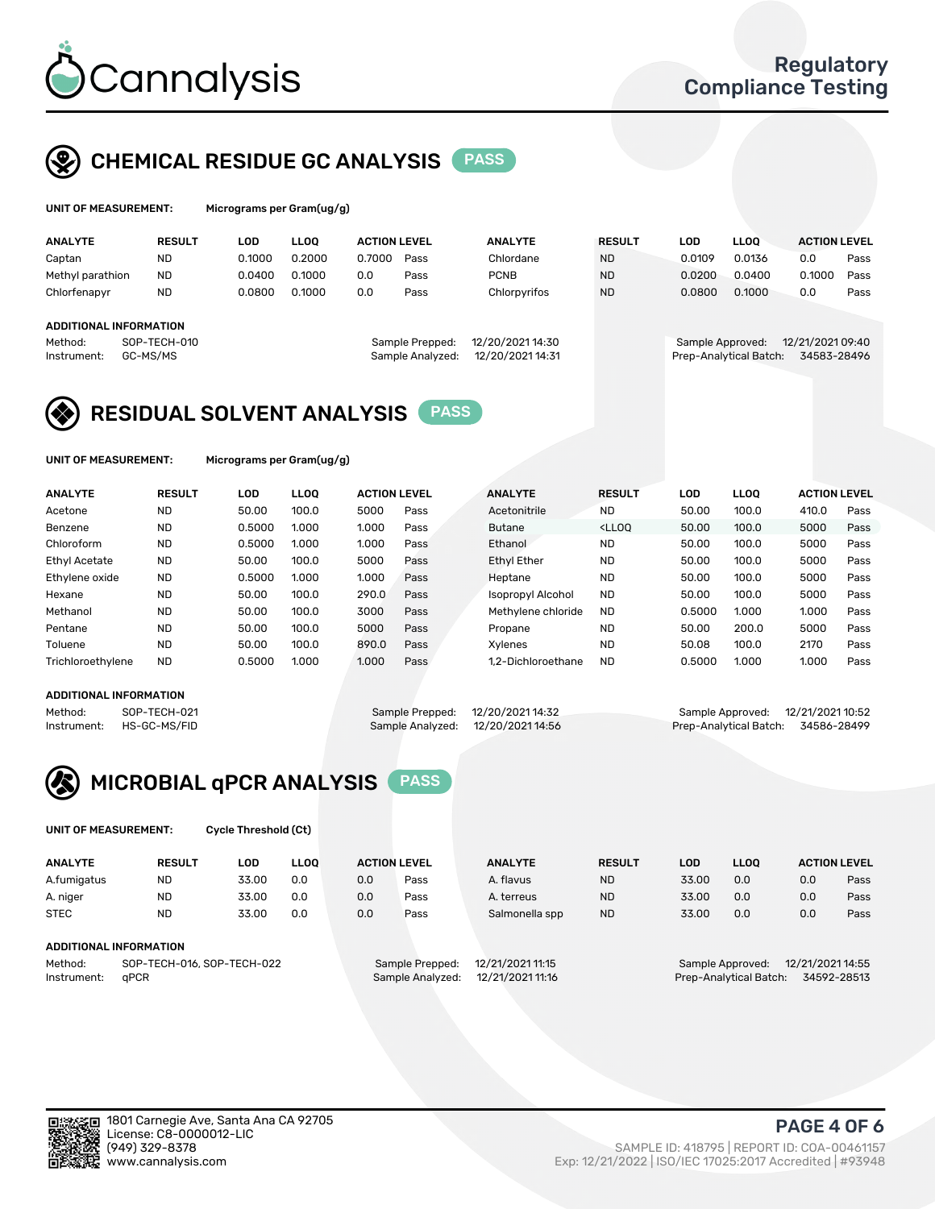# Cannalysis

Regulatory Compliance Testing

## CHEMICAL RESIDUE GC ANALYSIS PASS

**UNIT OF MEASUREMENT:** Micrograms per Gram(ug/g)

| ANALYTE | RESULT | LOD | LLOQ | ACTION LEVEL | | ANALYTE | RESULT | LOD | LLOQ | ACTION LEVEL | |
|---|---|---|---|---|---|---|---|---|---|---|---|
| Captan | ND | 0.1000 | 0.2000 | 0.7000 | Pass | Chlordane | ND | 0.0109 | 0.0136 | 0.0 | Pass |
| Methyl parathion | ND | 0.0400 | 0.1000 | 0.0 | Pass | PCNB | ND | 0.0200 | 0.0400 | 0.1000 | Pass |
| Chlorfenapyr | ND | 0.0800 | 0.1000 | 0.0 | Pass | Chlorpyrifos | ND | 0.0800 | 0.1000 | 0.0 | Pass |

**ADDITIONAL INFORMATION**

Method: SOP-TECH-010
Instrument: GC-MS/MS

Sample Prepped: 12/20/2021 14:30
Sample Analyzed: 12/20/2021 14:31

Sample Approved: 12/21/2021 09:40
Prep-Analytical Batch: 34583-28496

## RESIDUAL SOLVENT ANALYSIS PASS

**UNIT OF MEASUREMENT:** Micrograms per Gram(ug/g)

| ANALYTE | RESULT | LOD | LLOQ | ACTION LEVEL | | ANALYTE | RESULT | LOD | LLOQ | ACTION LEVEL | |
|---|---|---|---|---|---|---|---|---|---|---|---|
| Acetone | ND | 50.00 | 100.0 | 5000 | Pass | Acetonitrile | ND | 50.00 | 100.0 | 410.0 | Pass |
| Benzene | ND | 0.5000 | 1.000 | 1.000 | Pass | Butane | <LLOQ | 50.00 | 100.0 | 5000 | Pass |
| Chloroform | ND | 0.5000 | 1.000 | 1.000 | Pass | Ethanol | ND | 50.00 | 100.0 | 5000 | Pass |
| Ethyl Acetate | ND | 50.00 | 100.0 | 5000 | Pass | Ethyl Ether | ND | 50.00 | 100.0 | 5000 | Pass |
| Ethylene oxide | ND | 0.5000 | 1.000 | 1.000 | Pass | Heptane | ND | 50.00 | 100.0 | 5000 | Pass |
| Hexane | ND | 50.00 | 100.0 | 290.0 | Pass | Isopropyl Alcohol | ND | 50.00 | 100.0 | 5000 | Pass |
| Methanol | ND | 50.00 | 100.0 | 3000 | Pass | Methylene chloride | ND | 0.5000 | 1.000 | 1.000 | Pass |
| Pentane | ND | 50.00 | 100.0 | 5000 | Pass | Propane | ND | 50.00 | 200.0 | 5000 | Pass |
| Toluene | ND | 50.00 | 100.0 | 890.0 | Pass | Xylenes | ND | 50.08 | 100.0 | 2170 | Pass |
| Trichloroethylene | ND | 0.5000 | 1.000 | 1.000 | Pass | 1,2-Dichloroethane | ND | 0.5000 | 1.000 | 1.000 | Pass |

**ADDITIONAL INFORMATION**

Method: SOP-TECH-021
Instrument: HS-GC-MS/FID

Sample Prepped: 12/20/2021 14:32
Sample Analyzed: 12/20/2021 14:56

Sample Approved: 12/21/2021 10:52
Prep-Analytical Batch: 34586-28499

## MICROBIAL qPCR ANALYSIS PASS

**UNIT OF MEASUREMENT:** Cycle Threshold (Ct)

| ANALYTE | RESULT | LOD | LLOQ | ACTION LEVEL | | ANALYTE | RESULT | LOD | LLOQ | ACTION LEVEL | |
|---|---|---|---|---|---|---|---|---|---|---|---|
| A.fumigatus | ND | 33.00 | 0.0 | 0.0 | Pass | A. flavus | ND | 33.00 | 0.0 | 0.0 | Pass |
| A. niger | ND | 33.00 | 0.0 | 0.0 | Pass | A. terreus | ND | 33.00 | 0.0 | 0.0 | Pass |
| STEC | ND | 33.00 | 0.0 | 0.0 | Pass | Salmonella spp | ND | 33.00 | 0.0 | 0.0 | Pass |

**ADDITIONAL INFORMATION**

Method: SOP-TECH-016, SOP-TECH-022
Instrument: qPCR

Sample Prepped: 12/21/2021 11:15
Sample Analyzed: 12/21/2021 11:16

Sample Approved: 12/21/2021 14:55
Prep-Analytical Batch: 34592-28513

1801 Carnegie Ave, Santa Ana CA 92705
License: C8-0000012-LIC
(949) 329-8378
www.cannalysis.com

SAMPLE ID: 418795 | REPORT ID: COA-00461157
Exp: 12/21/2022 | ISO/IEC 17025:2017 Accredited | #93948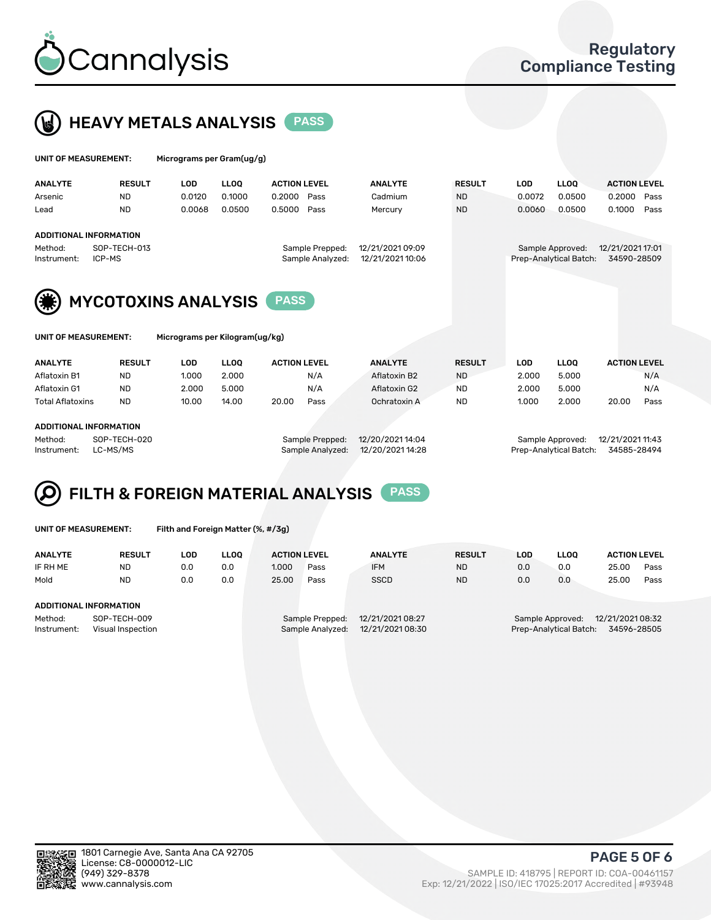# HEAVY METALS ANALYSIS PASS

UNIT OF MEASUREMENT: Micrograms per Gram(ug/g)

| ANALYTE | RESULT | LOD | LLOQ | ACTION LEVEL | | ANALYTE | RESULT | LOD | LLOQ | ACTION LEVEL | |
|---|---|---|---|---|---|---|---|---|---|---|---|
| Arsenic | ND | 0.0120 | 0.1000 | 0.2000 | Pass | Cadmium | ND | 0.0072 | 0.0500 | 0.2000 | Pass |
| Lead | ND | 0.0068 | 0.0500 | 0.5000 | Pass | Mercury | ND | 0.0060 | 0.0500 | 0.1000 | Pass |

**ADDITIONAL INFORMATION**

Method: SOP-TECH-013
Instrument: ICP-MS
Sample Prepped: 12/21/2021 09:09
Sample Analyzed: 12/21/2021 10:06
Sample Approved: 12/21/2021 17:01
Prep-Analytical Batch: 34590-28509

# MYCOTOXINS ANALYSIS PASS

UNIT OF MEASUREMENT: Micrograms per Kilogram(ug/kg)

| ANALYTE | RESULT | LOD | LLOQ | ACTION LEVEL | | ANALYTE | RESULT | LOD | LLOQ | ACTION LEVEL | |
|---|---|---|---|---|---|---|---|---|---|---|---|
| Aflatoxin B1 | ND | 1.000 | 2.000 | | N/A | Aflatoxin B2 | ND | 2.000 | 5.000 | | N/A |
| Aflatoxin G1 | ND | 2.000 | 5.000 | | N/A | Aflatoxin G2 | ND | 2.000 | 5.000 | | N/A |
| Total Aflatoxins | ND | 10.00 | 14.00 | 20.00 | Pass | Ochratoxin A | ND | 1.000 | 2.000 | 20.00 | Pass |

**ADDITIONAL INFORMATION**

Method: SOP-TECH-020
Instrument: LC-MS/MS
Sample Prepped: 12/20/2021 14:04
Sample Analyzed: 12/20/2021 14:28
Sample Approved: 12/21/2021 11:43
Prep-Analytical Batch: 34585-28494

# FILTH & FOREIGN MATERIAL ANALYSIS PASS

UNIT OF MEASUREMENT: Filth and Foreign Matter (%, #/3g)

| ANALYTE | RESULT | LOD | LLOQ | ACTION LEVEL | | ANALYTE | RESULT | LOD | LLOQ | ACTION LEVEL | |
|---|---|---|---|---|---|---|---|---|---|---|---|
| IF RH ME | ND | 0.0 | 0.0 | 1.000 | Pass | IFM | ND | 0.0 | 0.0 | 25.00 | Pass |
| Mold | ND | 0.0 | 0.0 | 25.00 | Pass | SSCD | ND | 0.0 | 0.0 | 25.00 | Pass |

**ADDITIONAL INFORMATION**

Method: SOP-TECH-009
Instrument: Visual Inspection
Sample Prepped: 12/21/2021 08:27
Sample Analyzed: 12/21/2021 08:30
Sample Approved: 12/21/2021 08:32
Prep-Analytical Batch: 34596-28505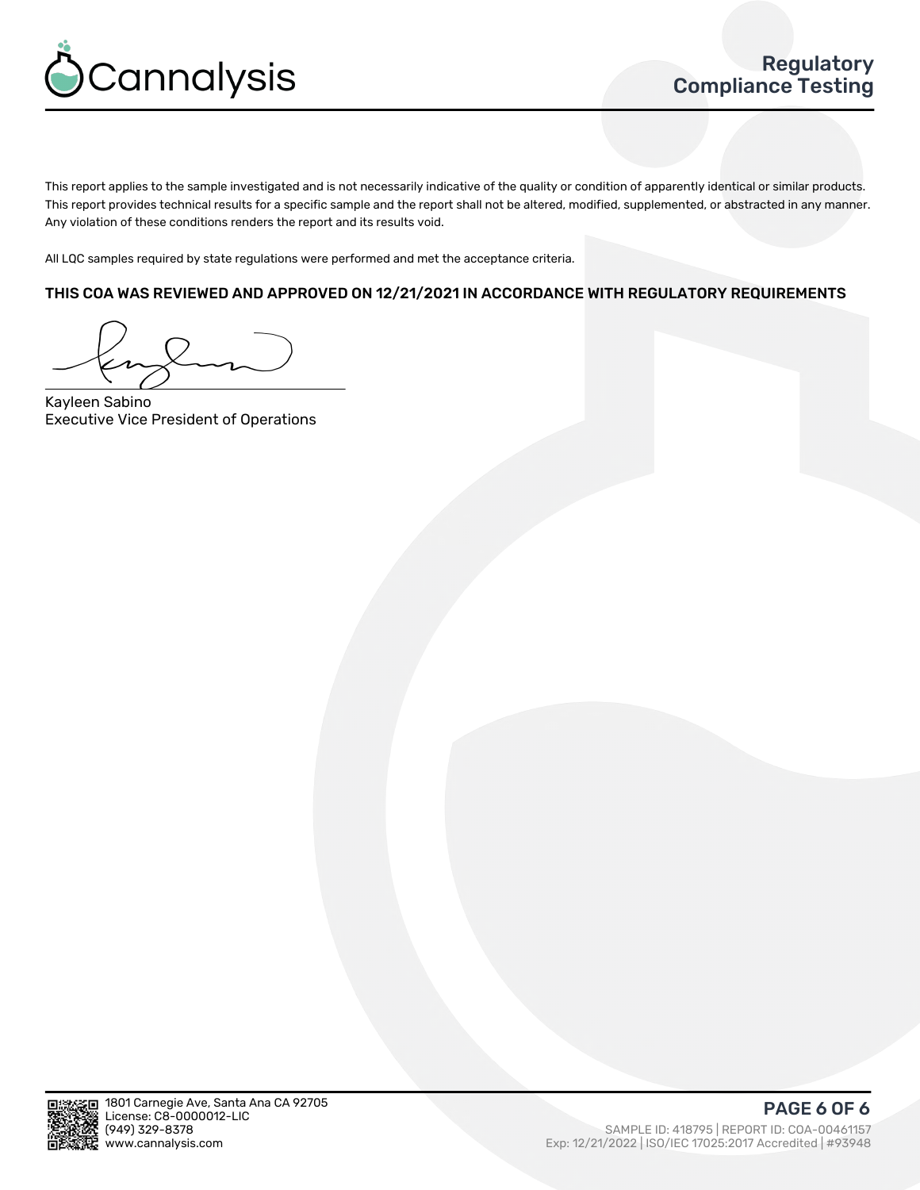This report applies to the sample investigated and is not necessarily indicative of the quality or condition of apparently identical or similar products. This report provides technical results for a specific sample and the report shall not be altered, modified, supplemented, or abstracted in any manner. Any violation of these conditions renders the report and its results void.

All LQC samples required by state regulations were performed and met the acceptance criteria.

**THIS COA WAS REVIEWED AND APPROVED ON 12/21/2021 IN ACCORDANCE WITH REGULATORY REQUIREMENTS**

Kayleen Sabino
Executive Vice President of Operations

1801 Carnegie Ave, Santa Ana CA 92705
License: C8-0000012-LIC
(949) 329-8378
www.cannalysis.com

SAMPLE ID: 418795 | REPORT ID: COA-00461157
Exp: 12/21/2022 | ISO/IEC 17025:2017 Accredited | #93948